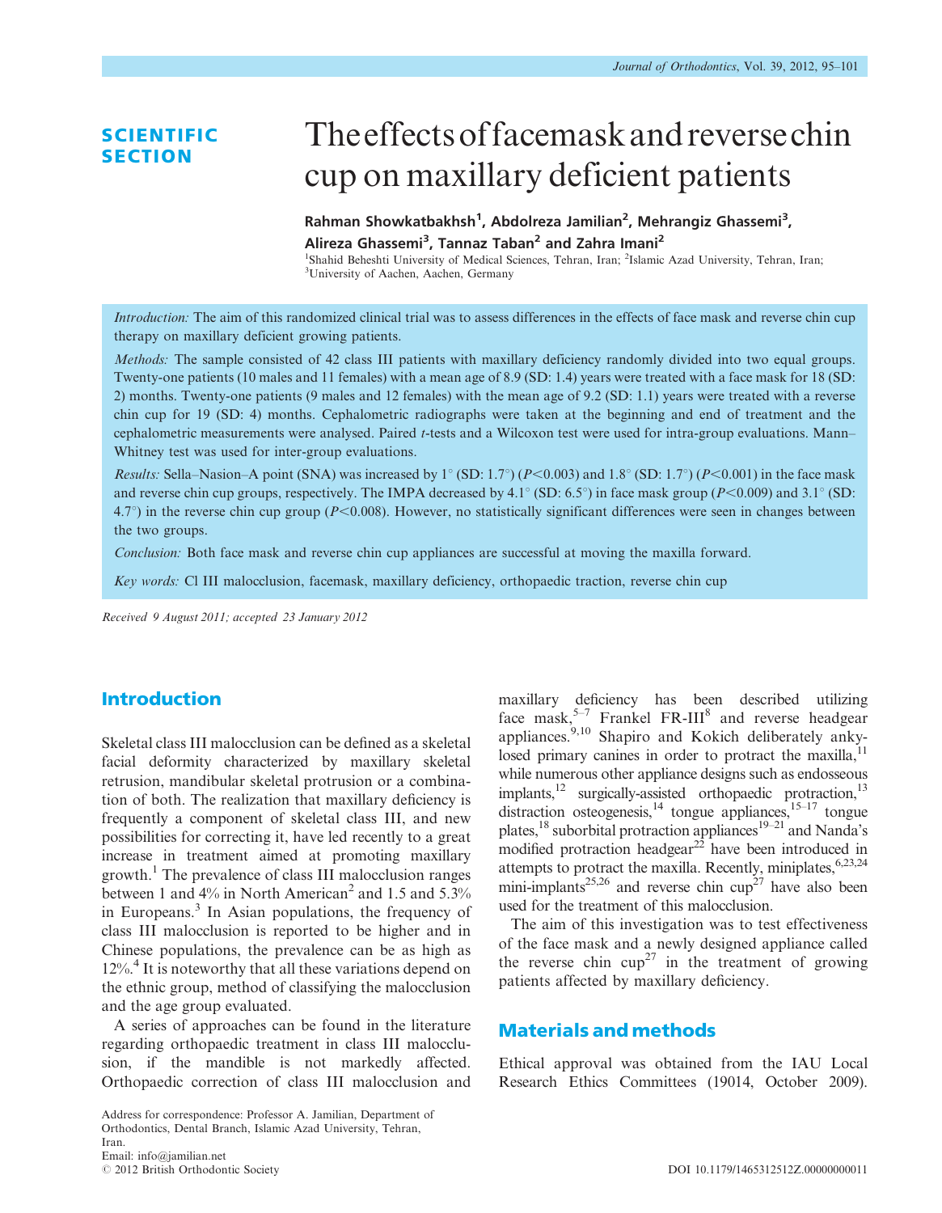SCIENTIFIC SECTION

# The effects of facemask and reverse chin cup on maxillary deficient patients

**Rahman Showkatbakhsh[1], Abdolreza Jamilian[2], Mehrangiz Ghassemi[3], Alireza Ghassemi[3], Tannaz Taban[2] and Zahra Imani[2]**

[1]Shahid Beheshti University of Medical Sciences, Tehran, Iran; [2]Islamic Azad University, Tehran, Iran; [3]University of Aachen, Aachen, Germany

*Introduction:* The aim of this randomized clinical trial was to assess differences in the effects of face mask and reverse chin cup therapy on maxillary deficient growing patients.

*Methods:* The sample consisted of 42 class III patients with maxillary deficiency randomly divided into two equal groups. Twenty-one patients (10 males and 11 females) with a mean age of 8.9 (SD: 1.4) years were treated with a face mask for 18 (SD: 2) months. Twenty-one patients (9 males and 12 females) with the mean age of 9.2 (SD: 1.1) years were treated with a reverse chin cup for 19 (SD: 4) months. Cephalometric radiographs were taken at the beginning and end of treatment and the cephalometric measurements were analysed. Paired *t*-tests and a Wilcoxon test were used for intra-group evaluations. Mann–Whitney test was used for inter-group evaluations.

*Results:* Sella–Nasion–A point (SNA) was increased by 1° (SD: 1.7°) ($P<0.003$) and 1.8° (SD: 1.7°) ($P<0.001$) in the face mask and reverse chin cup groups, respectively. The IMPA decreased by 4.1° (SD: 6.5°) in face mask group ($P<0.009$) and 3.1° (SD: 4.7°) in the reverse chin cup group ($P<0.008$). However, no statistically significant differences were seen in changes between the two groups.

*Conclusion:* Both face mask and reverse chin cup appliances are successful at moving the maxilla forward.

*Key words:* Cl III malocclusion, facemask, maxillary deficiency, orthopaedic traction, reverse chin cup

*Received 9 August 2011; accepted 23 January 2012*

## Introduction

Skeletal class III malocclusion can be defined as a skeletal facial deformity characterized by maxillary skeletal retrusion, mandibular skeletal protrusion or a combination of both. The realization that maxillary deficiency is frequently a component of skeletal class III, and new possibilities for correcting it, have led recently to a great increase in treatment aimed at promoting maxillary growth.[1] The prevalence of class III malocclusion ranges between 1 and 4% in North American[2] and 1.5 and 5.3% in Europeans.[3] In Asian populations, the frequency of class III malocclusion is reported to be higher and in Chinese populations, the prevalence can be as high as 12%.[4] It is noteworthy that all these variations depend on the ethnic group, method of classifying the malocclusion and the age group evaluated.

A series of approaches can be found in the literature regarding orthopaedic treatment in class III malocclusion, if the mandible is not markedly affected. Orthopaedic correction of class III malocclusion and maxillary deficiency has been described utilizing face mask,[5–7] Frankel FR-III[8] and reverse headgear appliances.[9,10] Shapiro and Kokich deliberately ankylosed primary canines in order to protract the maxilla,[11] while numerous other appliance designs such as endosseous implants,[12] surgically-assisted orthopaedic protraction,[13] distraction osteogenesis,[14] tongue appliances,[15–17] tongue plates,[18] suborbital protraction appliances[19–21] and Nanda's modified protraction headgear[22] have been introduced in attempts to protract the maxilla. Recently, miniplates,[6,23,24] mini-implants[25,26] and reverse chin cup[27] have also been used for the treatment of this malocclusion.

The aim of this investigation was to test effectiveness of the face mask and a newly designed appliance called the reverse chin cup[27] in the treatment of growing patients affected by maxillary deficiency.

## Materials and methods

Ethical approval was obtained from the IAU Local Research Ethics Committees (19014, October 2009).

Address for correspondence: Professor A. Jamilian, Department of Orthodontics, Dental Branch, Islamic Azad University, Tehran, Iran.
Email: info@jamilian.net
© 2012 British Orthodontic Society

DOI 10.1179/1465312512Z.00000000011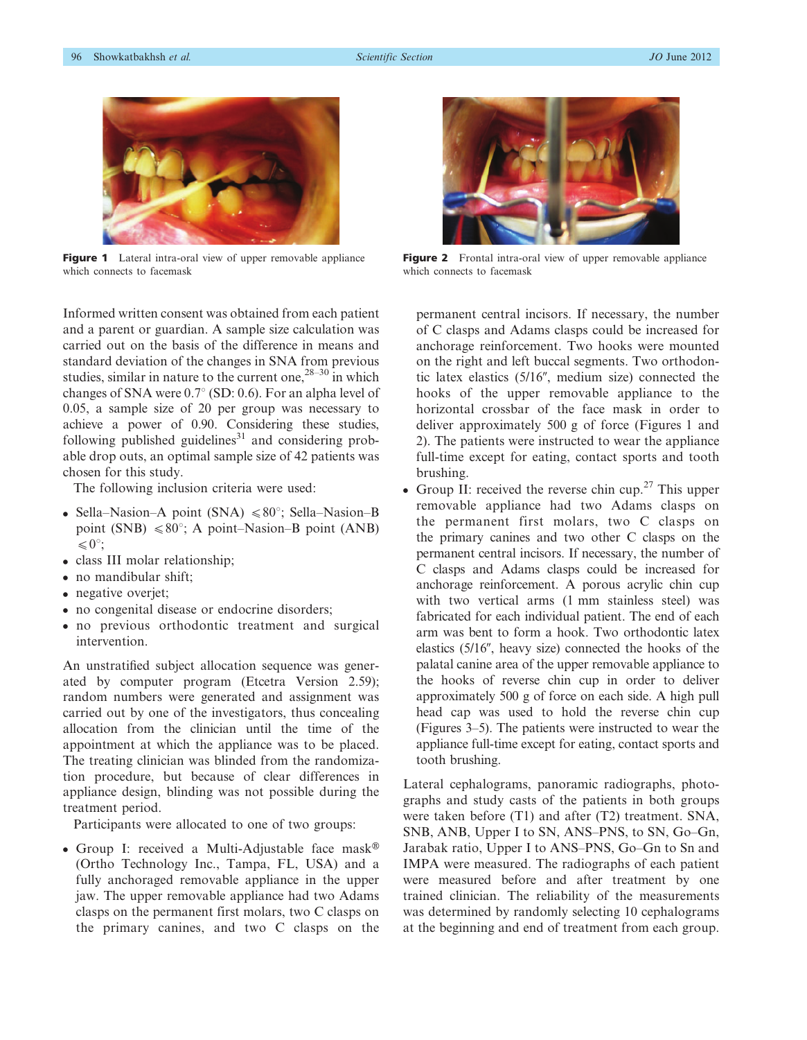Figure 1 Lateral intra-oral view of upper removable appliance which connects to facemask

Figure 2 Frontal intra-oral view of upper removable appliance which connects to facemask

Informed written consent was obtained from each patient and a parent or guardian. A sample size calculation was carried out on the basis of the difference in means and standard deviation of the changes in SNA from previous studies, similar in nature to the current one,[28–30] in which changes of SNA were 0.7° (SD: 0.6). For an alpha level of 0.05, a sample size of 20 per group was necessary to achieve a power of 0.90. Considering these studies, following published guidelines[31] and considering probable drop outs, an optimal sample size of 42 patients was chosen for this study.

The following inclusion criteria were used:

- Sella–Nasion–A point (SNA) ⩽80°; Sella–Nasion–B point (SNB) ⩽80°; A point–Nasion–B point (ANB) ⩽0°;
- class III molar relationship;
- no mandibular shift;
- negative overjet;
- no congenital disease or endocrine disorders;
- no previous orthodontic treatment and surgical intervention.

An unstratified subject allocation sequence was generated by computer program (Etcetra Version 2.59); random numbers were generated and assignment was carried out by one of the investigators, thus concealing allocation from the clinician until the time of the appointment at which the appliance was to be placed. The treating clinician was blinded from the randomization procedure, but because of clear differences in appliance design, blinding was not possible during the treatment period.

Participants were allocated to one of two groups:

- Group I: received a Multi-Adjustable face mask® (Ortho Technology Inc., Tampa, FL, USA) and a fully anchoraged removable appliance in the upper jaw. The upper removable appliance had two Adams clasps on the permanent first molars, two C clasps on the primary canines, and two C clasps on the permanent central incisors. If necessary, the number of C clasps and Adams clasps could be increased for anchorage reinforcement. Two hooks were mounted on the right and left buccal segments. Two orthodontic latex elastics (5/16″, medium size) connected the hooks of the upper removable appliance to the horizontal crossbar of the face mask in order to deliver approximately 500 g of force (Figures 1 and 2). The patients were instructed to wear the appliance full-time except for eating, contact sports and tooth brushing.
- Group II: received the reverse chin cup.[27] This upper removable appliance had two Adams clasps on the permanent first molars, two C clasps on the primary canines and two other C clasps on the permanent central incisors. If necessary, the number of C clasps and Adams clasps could be increased for anchorage reinforcement. A porous acrylic chin cup with two vertical arms (1 mm stainless steel) was fabricated for each individual patient. The end of each arm was bent to form a hook. Two orthodontic latex elastics (5/16″, heavy size) connected the hooks of the palatal canine area of the upper removable appliance to the hooks of reverse chin cup in order to deliver approximately 500 g of force on each side. A high pull head cap was used to hold the reverse chin cup (Figures 3–5). The patients were instructed to wear the appliance full-time except for eating, contact sports and tooth brushing.

Lateral cephalograms, panoramic radiographs, photographs and study casts of the patients in both groups were taken before (T1) and after (T2) treatment. SNA, SNB, ANB, Upper I to SN, ANS–PNS, to SN, Go–Gn, Jarabak ratio, Upper I to ANS–PNS, Go–Gn to Sn and IMPA were measured. The radiographs of each patient were measured before and after treatment by one trained clinician. The reliability of the measurements was determined by randomly selecting 10 cephalograms at the beginning and end of treatment from each group.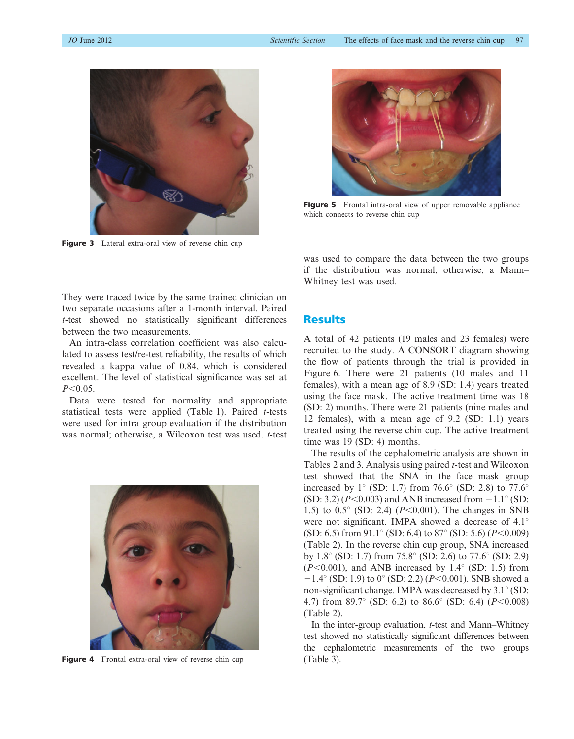Figure 3 Lateral extra-oral view of reverse chin cup

Figure 5 Frontal intra-oral view of upper removable appliance which connects to reverse chin cup

They were traced twice by the same trained clinician on two separate occasions after a 1-month interval. Paired *t*-test showed no statistically significant differences between the two measurements.

An intra-class correlation coefficient was also calculated to assess test/re-test reliability, the results of which revealed a kappa value of 0.84, which is considered excellent. The level of statistical significance was set at $P<0.05$.

Data were tested for normality and appropriate statistical tests were applied (Table 1). Paired *t*-tests were used for intra group evaluation if the distribution was normal; otherwise, a Wilcoxon test was used. *t*-test was used to compare the data between the two groups if the distribution was normal; otherwise, a Mann–Whitney test was used.

Figure 4 Frontal extra-oral view of reverse chin cup

## Results

A total of 42 patients (19 males and 23 females) were recruited to the study. A CONSORT diagram showing the flow of patients through the trial is provided in Figure 6. There were 21 patients (10 males and 11 females), with a mean age of 8.9 (SD: 1.4) years treated using the face mask. The active treatment time was 18 (SD: 2) months. There were 21 patients (nine males and 12 females), with a mean age of 9.2 (SD: 1.1) years treated using the reverse chin cup. The active treatment time was 19 (SD: 4) months.

The results of the cephalometric analysis are shown in Tables 2 and 3. Analysis using paired *t*-test and Wilcoxon test showed that the SNA in the face mask group increased by 1° (SD: 1.7) from 76.6° (SD: 2.8) to 77.6° (SD: 3.2) ($P<0.003$) and ANB increased from −1.1° (SD: 1.5) to 0.5° (SD: 2.4) ($P<0.001$). The changes in SNB were not significant. IMPA showed a decrease of 4.1° (SD: 6.5) from 91.1° (SD: 6.4) to 87° (SD: 5.6) ($P<0.009$) (Table 2). In the reverse chin cup group, SNA increased by 1.8° (SD: 1.7) from 75.8° (SD: 2.6) to 77.6° (SD: 2.9) ($P<0.001$), and ANB increased by 1.4° (SD: 1.5) from −1.4° (SD: 1.9) to 0° (SD: 2.2) ($P<0.001$). SNB showed a non-significant change. IMPA was decreased by 3.1° (SD: 4.7) from 89.7° (SD: 6.2) to 86.6° (SD: 6.4) ($P<0.008$) (Table 2).

In the inter-group evaluation, *t*-test and Mann–Whitney test showed no statistically significant differences between the cephalometric measurements of the two groups (Table 3).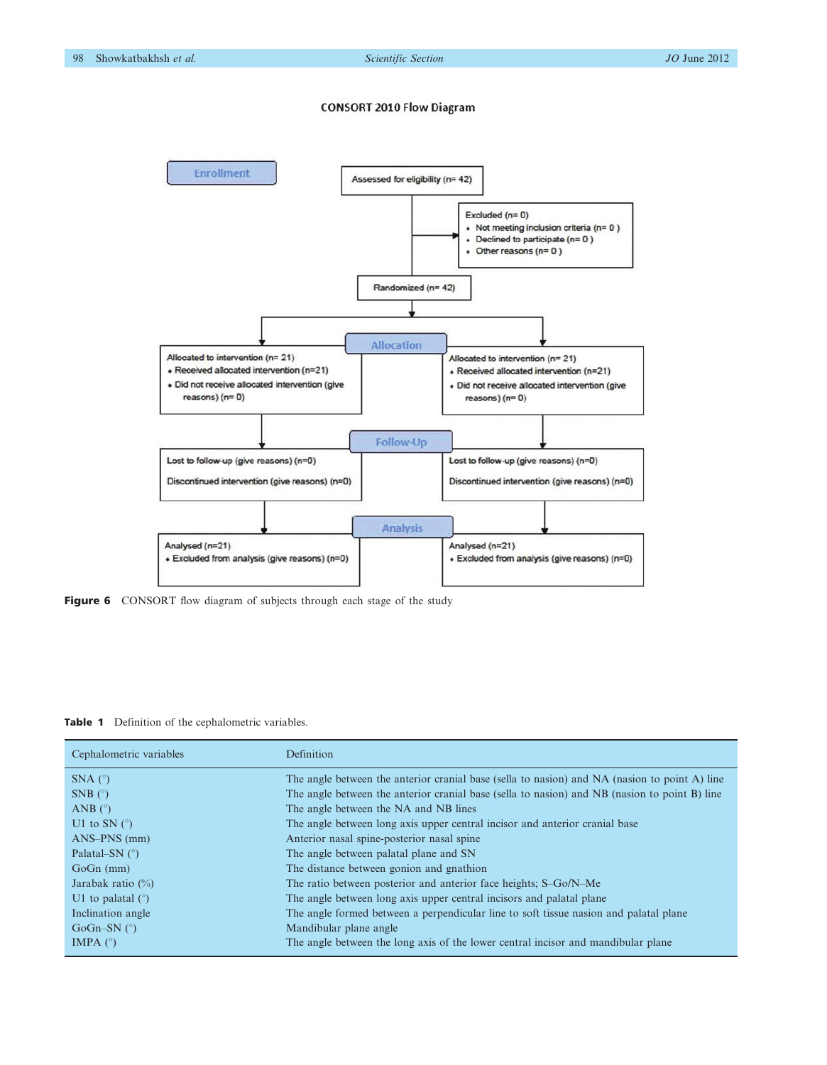CONSORT 2010 Flow Diagram

**Enrollment**

Assessed for eligibility (n= 42)

Excluded (n= 0)
- Not meeting inclusion criteria (n= 0 )
- Declined to participate (n= 0 )
- Other reasons (n= 0 )

Randomized (n= 42)

**Allocation**

Allocated to intervention (n= 21)
- Received allocated intervention (n=21)
- Did not receive allocated intervention (give reasons) (n= 0)

Allocated to intervention (n= 21)
- Received allocated intervention (n=21)
- Did not receive allocated intervention (give reasons) (n= 0)

**Follow-Up**

Lost to follow-up (give reasons) (n=0)

Discontinued intervention (give reasons) (n=0)

Lost to follow-up (give reasons) (n=0)

Discontinued intervention (give reasons) (n=0)

**Analysis**

Analysed (n=21)
- Excluded from analysis (give reasons) (n=0)

Analysed (n=21)
- Excluded from analysis (give reasons) (n=0)

**Figure 6** CONSORT flow diagram of subjects through each stage of the study

**Table 1** Definition of the cephalometric variables.

| Cephalometric variables | Definition |
|---|---|
| SNA (°) | The angle between the anterior cranial base (sella to nasion) and NA (nasion to point A) line |
| SNB (°) | The angle between the anterior cranial base (sella to nasion) and NB (nasion to point B) line |
| ANB (°) | The angle between the NA and NB lines |
| U1 to SN (°) | The angle between long axis upper central incisor and anterior cranial base |
| ANS–PNS (mm) | Anterior nasal spine-posterior nasal spine |
| Palatal–SN (°) | The angle between palatal plane and SN |
| GoGn (mm) | The distance between gonion and gnathion |
| Jarabak ratio (%) | The ratio between posterior and anterior face heights; S–Go/N–Me |
| U1 to palatal (°) | The angle between long axis upper central incisors and palatal plane |
| Inclination angle | The angle formed between a perpendicular line to soft tissue nasion and palatal plane |
| GoGn–SN (°) | Mandibular plane angle |
| IMPA (°) | The angle between the long axis of the lower central incisor and mandibular plane |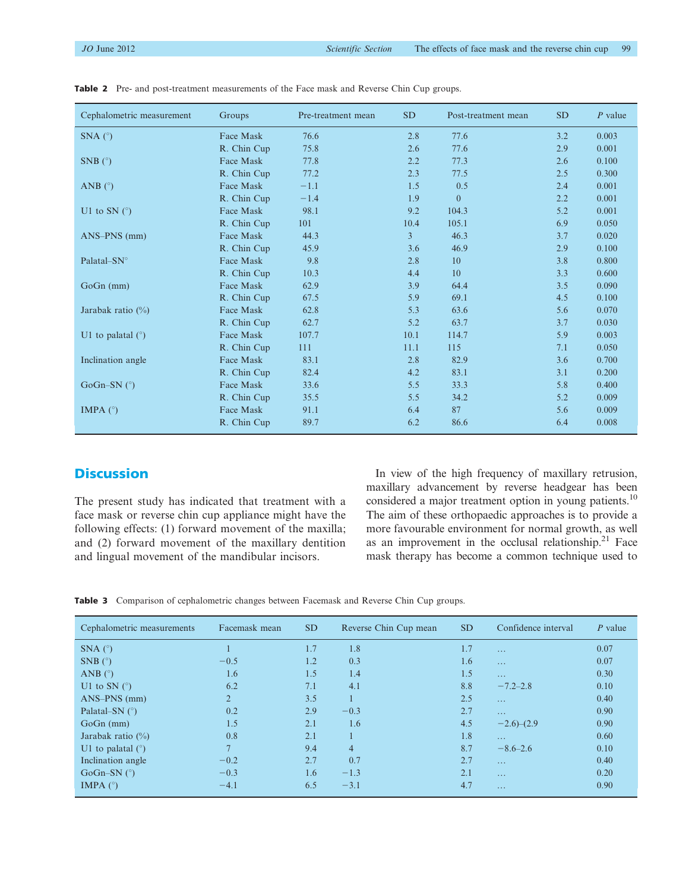**Table 2** Pre- and post-treatment measurements of the Face mask and Reverse Chin Cup groups.

| Cephalometric measurement | Groups | Pre-treatment mean | SD | Post-treatment mean | SD | *P* value |
|---|---|---|---|---|---|---|
| SNA (°) | Face Mask | 76.6 | 2.8 | 77.6 | 3.2 | 0.003 |
| | R. Chin Cup | 75.8 | 2.6 | 77.6 | 2.9 | 0.001 |
| SNB (°) | Face Mask | 77.8 | 2.2 | 77.3 | 2.6 | 0.100 |
| | R. Chin Cup | 77.2 | 2.3 | 77.5 | 2.5 | 0.300 |
| ANB (°) | Face Mask | −1.1 | 1.5 | 0.5 | 2.4 | 0.001 |
| | R. Chin Cup | −1.4 | 1.9 | 0 | 2.2 | 0.001 |
| U1 to SN (°) | Face Mask | 98.1 | 9.2 | 104.3 | 5.2 | 0.001 |
| | R. Chin Cup | 101 | 10.4 | 105.1 | 6.9 | 0.050 |
| ANS–PNS (mm) | Face Mask | 44.3 | 3 | 46.3 | 3.7 | 0.020 |
| | R. Chin Cup | 45.9 | 3.6 | 46.9 | 2.9 | 0.100 |
| Palatal–SN° | Face Mask | 9.8 | 2.8 | 10 | 3.8 | 0.800 |
| | R. Chin Cup | 10.3 | 4.4 | 10 | 3.3 | 0.600 |
| GoGn (mm) | Face Mask | 62.9 | 3.9 | 64.4 | 3.5 | 0.090 |
| | R. Chin Cup | 67.5 | 5.9 | 69.1 | 4.5 | 0.100 |
| Jarabak ratio (%) | Face Mask | 62.8 | 5.3 | 63.6 | 5.6 | 0.070 |
| | R. Chin Cup | 62.7 | 5.2 | 63.7 | 3.7 | 0.030 |
| U1 to palatal (°) | Face Mask | 107.7 | 10.1 | 114.7 | 5.9 | 0.003 |
| | R. Chin Cup | 111 | 11.1 | 115 | 7.1 | 0.050 |
| Inclination angle | Face Mask | 83.1 | 2.8 | 82.9 | 3.6 | 0.700 |
| | R. Chin Cup | 82.4 | 4.2 | 83.1 | 3.1 | 0.200 |
| GoGn–SN (°) | Face Mask | 33.6 | 5.5 | 33.3 | 5.8 | 0.400 |
| | R. Chin Cup | 35.5 | 5.5 | 34.2 | 5.2 | 0.009 |
| IMPA (°) | Face Mask | 91.1 | 6.4 | 87 | 5.6 | 0.009 |
| | R. Chin Cup | 89.7 | 6.2 | 86.6 | 6.4 | 0.008 |

## Discussion

The present study has indicated that treatment with a face mask or reverse chin cup appliance might have the following effects: (1) forward movement of the maxilla; and (2) forward movement of the maxillary dentition and lingual movement of the mandibular incisors.

In view of the high frequency of maxillary retrusion, maxillary advancement by reverse headgear has been considered a major treatment option in young patients.[10] The aim of these orthopaedic approaches is to provide a more favourable environment for normal growth, as well as an improvement in the occlusal relationship.[21] Face mask therapy has become a common technique used to

**Table 3** Comparison of cephalometric changes between Facemask and Reverse Chin Cup groups.

| Cephalometric measurements | Facemask mean | SD | Reverse Chin Cup mean | SD | Confidence interval | *P* value |
|---|---|---|---|---|---|---|
| SNA (°) | 1 | 1.7 | 1.8 | 1.7 | … | 0.07 |
| SNB (°) | −0.5 | 1.2 | 0.3 | 1.6 | … | 0.07 |
| ANB (°) | 1.6 | 1.5 | 1.4 | 1.5 | … | 0.30 |
| U1 to SN (°) | 6.2 | 7.1 | 4.1 | 8.8 | −7.2–2.8 | 0.10 |
| ANS–PNS (mm) | 2 | 3.5 | 1 | 2.5 | … | 0.40 |
| Palatal–SN (°) | 0.2 | 2.9 | −0.3 | 2.7 | … | 0.90 |
| GoGn (mm) | 1.5 | 2.1 | 1.6 | 4.5 | −2.6)–(2.9 | 0.90 |
| Jarabak ratio (%) | 0.8 | 2.1 | 1 | 1.8 | … | 0.60 |
| U1 to palatal (°) | 7 | 9.4 | 4 | 8.7 | −8.6–2.6 | 0.10 |
| Inclination angle | −0.2 | 2.7 | 0.7 | 2.7 | … | 0.40 |
| GoGn–SN (°) | −0.3 | 1.6 | −1.3 | 2.1 | … | 0.20 |
| IMPA (°) | −4.1 | 6.5 | −3.1 | 4.7 | … | 0.90 |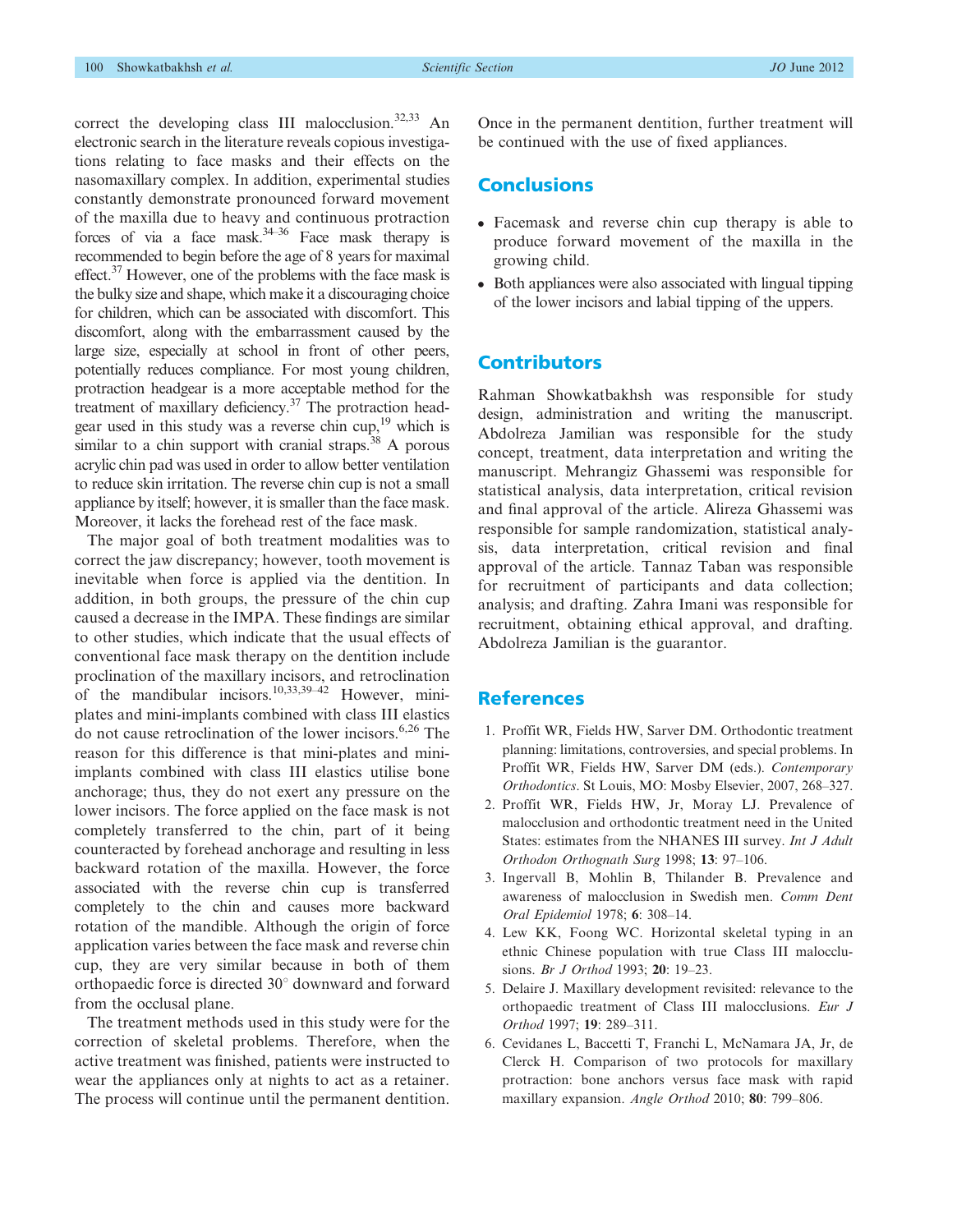correct the developing class III malocclusion.[32,33] An electronic search in the literature reveals copious investigations relating to face masks and their effects on the nasomaxillary complex. In addition, experimental studies constantly demonstrate pronounced forward movement of the maxilla due to heavy and continuous protraction forces of via a face mask.[34–36] Face mask therapy is recommended to begin before the age of 8 years for maximal effect.[37] However, one of the problems with the face mask is the bulky size and shape, which make it a discouraging choice for children, which can be associated with discomfort. This discomfort, along with the embarrassment caused by the large size, especially at school in front of other peers, potentially reduces compliance. For most young children, protraction headgear is a more acceptable method for the treatment of maxillary deficiency.[37] The protraction headgear used in this study was a reverse chin cup,[19] which is similar to a chin support with cranial straps.[38] A porous acrylic chin pad was used in order to allow better ventilation to reduce skin irritation. The reverse chin cup is not a small appliance by itself; however, it is smaller than the face mask. Moreover, it lacks the forehead rest of the face mask.

The major goal of both treatment modalities was to correct the jaw discrepancy; however, tooth movement is inevitable when force is applied via the dentition. In addition, in both groups, the pressure of the chin cup caused a decrease in the IMPA. These findings are similar to other studies, which indicate that the usual effects of conventional face mask therapy on the dentition include proclination of the maxillary incisors, and retroclination of the mandibular incisors.[10,33,39–42] However, mini-plates and mini-implants combined with class III elastics do not cause retroclination of the lower incisors.[6,26] The reason for this difference is that mini-plates and mini-implants combined with class III elastics utilise bone anchorage; thus, they do not exert any pressure on the lower incisors. The force applied on the face mask is not completely transferred to the chin, part of it being counteracted by forehead anchorage and resulting in less backward rotation of the maxilla. However, the force associated with the reverse chin cup is transferred completely to the chin and causes more backward rotation of the mandible. Although the origin of force application varies between the face mask and reverse chin cup, they are very similar because in both of them orthopaedic force is directed 30° downward and forward from the occlusal plane.

The treatment methods used in this study were for the correction of skeletal problems. Therefore, when the active treatment was finished, patients were instructed to wear the appliances only at nights to act as a retainer. The process will continue until the permanent dentition. Once in the permanent dentition, further treatment will be continued with the use of fixed appliances.

## Conclusions

- Facemask and reverse chin cup therapy is able to produce forward movement of the maxilla in the growing child.
- Both appliances were also associated with lingual tipping of the lower incisors and labial tipping of the uppers.

## Contributors

Rahman Showkatbakhsh was responsible for study design, administration and writing the manuscript. Abdolreza Jamilian was responsible for the study concept, treatment, data interpretation and writing the manuscript. Mehrangiz Ghassemi was responsible for statistical analysis, data interpretation, critical revision and final approval of the article. Alireza Ghassemi was responsible for sample randomization, statistical analysis, data interpretation, critical revision and final approval of the article. Tannaz Taban was responsible for recruitment of participants and data collection; analysis; and drafting. Zahra Imani was responsible for recruitment, obtaining ethical approval, and drafting. Abdolreza Jamilian is the guarantor.

## References

1. Proffit WR, Fields HW, Sarver DM. Orthodontic treatment planning: limitations, controversies, and special problems. In Proffit WR, Fields HW, Sarver DM (eds.). *Contemporary Orthodontics*. St Louis, MO: Mosby Elsevier, 2007, 268–327.
2. Proffit WR, Fields HW, Jr, Moray LJ. Prevalence of malocclusion and orthodontic treatment need in the United States: estimates from the NHANES III survey. *Int J Adult Orthodon Orthognath Surg* 1998; **13**: 97–106.
3. Ingervall B, Mohlin B, Thilander B. Prevalence and awareness of malocclusion in Swedish men. *Comm Dent Oral Epidemiol* 1978; **6**: 308–14.
4. Lew KK, Foong WC. Horizontal skeletal typing in an ethnic Chinese population with true Class III malocclusions. *Br J Orthod* 1993; **20**: 19–23.
5. Delaire J. Maxillary development revisited: relevance to the orthopaedic treatment of Class III malocclusions. *Eur J Orthod* 1997; **19**: 289–311.
6. Cevidanes L, Baccetti T, Franchi L, McNamara JA, Jr, de Clerck H. Comparison of two protocols for maxillary protraction: bone anchors versus face mask with rapid maxillary expansion. *Angle Orthod* 2010; **80**: 799–806.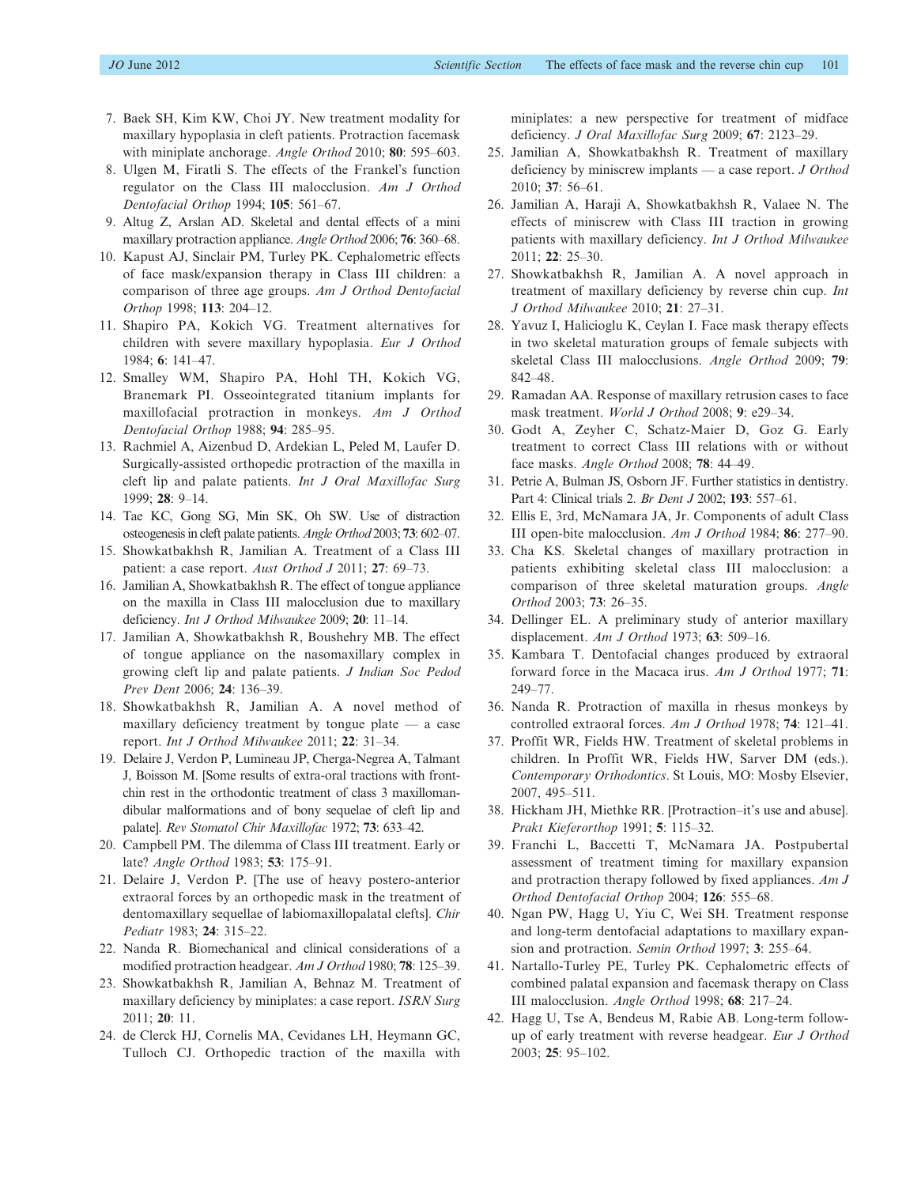7. Baek SH, Kim KW, Choi JY. New treatment modality for maxillary hypoplasia in cleft patients. Protraction facemask with miniplate anchorage. *Angle Orthod* 2010; **80**: 595–603.
8. Ulgen M, Firatli S. The effects of the Frankel's function regulator on the Class III malocclusion. *Am J Orthod Dentofacial Orthop* 1994; **105**: 561–67.
9. Altug Z, Arslan AD. Skeletal and dental effects of a mini maxillary protraction appliance. *Angle Orthod* 2006; **76**: 360–68.
10. Kapust AJ, Sinclair PM, Turley PK. Cephalometric effects of face mask/expansion therapy in Class III children: a comparison of three age groups. *Am J Orthod Dentofacial Orthop* 1998; **113**: 204–12.
11. Shapiro PA, Kokich VG. Treatment alternatives for children with severe maxillary hypoplasia. *Eur J Orthod* 1984; **6**: 141–47.
12. Smalley WM, Shapiro PA, Hohl TH, Kokich VG, Branemark PI. Osseointegrated titanium implants for maxillofacial protraction in monkeys. *Am J Orthod Dentofacial Orthop* 1988; **94**: 285–95.
13. Rachmiel A, Aizenbud D, Ardekian L, Peled M, Laufer D. Surgically-assisted orthopedic protraction of the maxilla in cleft lip and palate patients. *Int J Oral Maxillofac Surg* 1999; **28**: 9–14.
14. Tae KC, Gong SG, Min SK, Oh SW. Use of distraction osteogenesis in cleft palate patients. *Angle Orthod* 2003; **73**: 602–07.
15. Showkatbakhsh R, Jamilian A. Treatment of a Class III patient: a case report. *Aust Orthod J* 2011; **27**: 69–73.
16. Jamilian A, Showkatbakhsh R. The effect of tongue appliance on the maxilla in Class III malocclusion due to maxillary deficiency. *Int J Orthod Milwaukee* 2009; **20**: 11–14.
17. Jamilian A, Showkatbakhsh R, Boushehry MB. The effect of tongue appliance on the nasomaxillary complex in growing cleft lip and palate patients. *J Indian Soc Pedod Prev Dent* 2006; **24**: 136–39.
18. Showkatbakhsh R, Jamilian A. A novel method of maxillary deficiency treatment by tongue plate — a case report. *Int J Orthod Milwaukee* 2011; **22**: 31–34.
19. Delaire J, Verdon P, Lumineau JP, Cherga-Negrea A, Talmant J, Boisson M. [Some results of extra-oral tractions with front-chin rest in the orthodontic treatment of class 3 maxillomandibular malformations and of bony sequelae of cleft lip and palate]. *Rev Stomatol Chir Maxillofac* 1972; **73**: 633–42.
20. Campbell PM. The dilemma of Class III treatment. Early or late? *Angle Orthod* 1983; **53**: 175–91.
21. Delaire J, Verdon P. [The use of heavy postero-anterior extraoral forces by an orthopedic mask in the treatment of dentomaxillary sequellae of labiomaxillopalatal clefts]. *Chir Pediatr* 1983; **24**: 315–22.
22. Nanda R. Biomechanical and clinical considerations of a modified protraction headgear. *Am J Orthod* 1980; **78**: 125–39.
23. Showkatbakhsh R, Jamilian A, Behnaz M. Treatment of maxillary deficiency by miniplates: a case report. *ISRN Surg* 2011; **20**: 11.
24. de Clerck HJ, Cornelis MA, Cevidanes LH, Heymann GC, Tulloch CJ. Orthopedic traction of the maxilla with miniplates: a new perspective for treatment of midface deficiency. *J Oral Maxillofac Surg* 2009; **67**: 2123–29.
25. Jamilian A, Showkatbakhsh R. Treatment of maxillary deficiency by miniscrew implants — a case report. *J Orthod* 2010; **37**: 56–61.
26. Jamilian A, Haraji A, Showkatbakhsh R, Valaee N. The effects of miniscrew with Class III traction in growing patients with maxillary deficiency. *Int J Orthod Milwaukee* 2011; **22**: 25–30.
27. Showkatbakhsh R, Jamilian A. A novel approach in treatment of maxillary deficiency by reverse chin cup. *Int J Orthod Milwaukee* 2010; **21**: 27–31.
28. Yavuz I, Halicioglu K, Ceylan I. Face mask therapy effects in two skeletal maturation groups of female subjects with skeletal Class III malocclusions. *Angle Orthod* 2009; **79**: 842–48.
29. Ramadan AA. Response of maxillary retrusion cases to face mask treatment. *World J Orthod* 2008; **9**: e29–34.
30. Godt A, Zeyher C, Schatz-Maier D, Goz G. Early treatment to correct Class III relations with or without face masks. *Angle Orthod* 2008; **78**: 44–49.
31. Petrie A, Bulman JS, Osborn JF. Further statistics in dentistry. Part 4: Clinical trials 2. *Br Dent J* 2002; **193**: 557–61.
32. Ellis E, 3rd, McNamara JA, Jr. Components of adult Class III open-bite malocclusion. *Am J Orthod* 1984; **86**: 277–90.
33. Cha KS. Skeletal changes of maxillary protraction in patients exhibiting skeletal class III malocclusion: a comparison of three skeletal maturation groups. *Angle Orthod* 2003; **73**: 26–35.
34. Dellinger EL. A preliminary study of anterior maxillary displacement. *Am J Orthod* 1973; **63**: 509–16.
35. Kambara T. Dentofacial changes produced by extraoral forward force in the Macaca irus. *Am J Orthod* 1977; **71**: 249–77.
36. Nanda R. Protraction of maxilla in rhesus monkeys by controlled extraoral forces. *Am J Orthod* 1978; **74**: 121–41.
37. Proffit WR, Fields HW. Treatment of skeletal problems in children. In Proffit WR, Fields HW, Sarver DM (eds.). *Contemporary Orthodontics*. St Louis, MO: Mosby Elsevier, 2007, 495–511.
38. Hickham JH, Miethke RR. [Protraction–it's use and abuse]. *Prakt Kieferorthop* 1991; **5**: 115–32.
39. Franchi L, Baccetti T, McNamara JA. Postpubertal assessment of treatment timing for maxillary expansion and protraction therapy followed by fixed appliances. *Am J Orthod Dentofacial Orthop* 2004; **126**: 555–68.
40. Ngan PW, Hagg U, Yiu C, Wei SH. Treatment response and long-term dentofacial adaptations to maxillary expansion and protraction. *Semin Orthod* 1997; **3**: 255–64.
41. Nartallo-Turley PE, Turley PK. Cephalometric effects of combined palatal expansion and facemask therapy on Class III malocclusion. *Angle Orthod* 1998; **68**: 217–24.
42. Hagg U, Tse A, Bendeus M, Rabie AB. Long-term follow-up of early treatment with reverse headgear. *Eur J Orthod* 2003; **25**: 95–102.